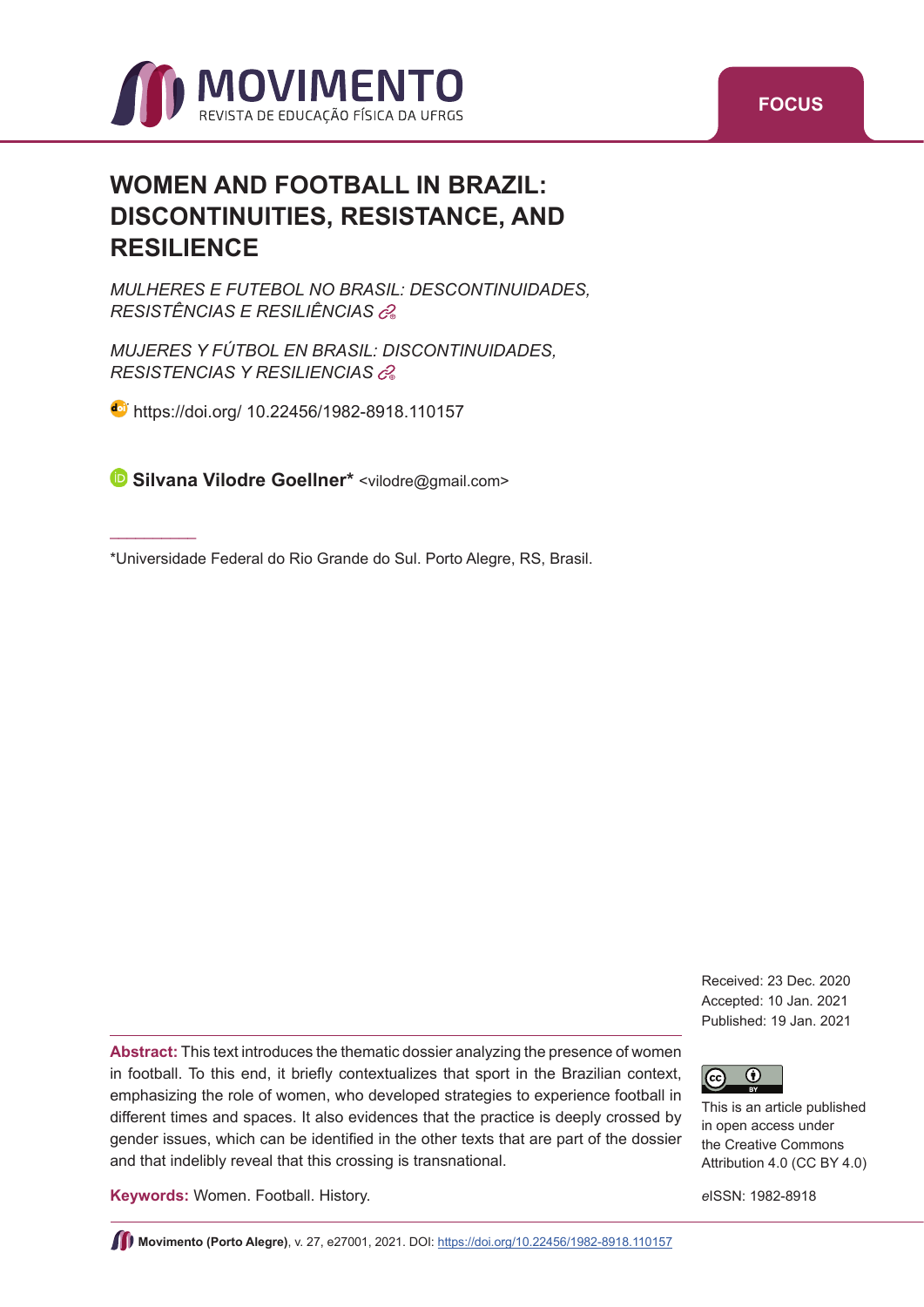FOCUS

# WOMEN AND FOOTBALL IN BRAZIL: DISCONTINUITIES, RESISTANCE, AND RESILIENCE

*MULHERES E FUTEBOL NO BRASIL: DESCONTINUIDADES, RESISTÊNCIAS E RESILIÊNCIAS*

*MUJERES Y FÚTBOL EN BRASIL: DISCONTINUIDADES, RESISTENCIAS Y RESILIENCIAS*

https://doi.org/ 10.22456/1982-8918.110157

**Silvana Vilodre Goellner*** <vilodre@gmail.com>

*Universidade Federal do Rio Grande do Sul. Porto Alegre, RS, Brasil.

Received: 23 Dec. 2020
Accepted: 10 Jan. 2021
Published: 19 Jan. 2021

**Abstract:** This text introduces the thematic dossier analyzing the presence of women in football. To this end, it briefly contextualizes that sport in the Brazilian context, emphasizing the role of women, who developed strategies to experience football in different times and spaces. It also evidences that the practice is deeply crossed by gender issues, which can be identified in the other texts that are part of the dossier and that indelibly reveal that this crossing is transnational.

**Keywords:** Women. Football. History.

This is an article published in open access under the Creative Commons Attribution 4.0 (CC BY 4.0)

eISSN: 1982-8918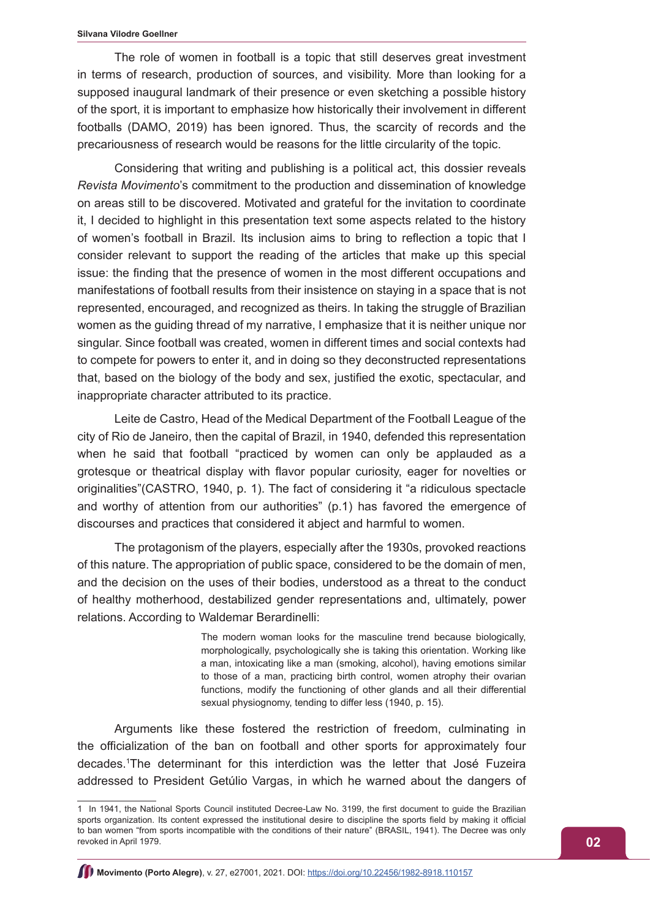The role of women in football is a topic that still deserves great investment in terms of research, production of sources, and visibility. More than looking for a supposed inaugural landmark of their presence or even sketching a possible history of the sport, it is important to emphasize how historically their involvement in different footballs (DAMO, 2019) has been ignored. Thus, the scarcity of records and the precariousness of research would be reasons for the little circularity of the topic.

Considering that writing and publishing is a political act, this dossier reveals *Revista Movimento*'s commitment to the production and dissemination of knowledge on areas still to be discovered. Motivated and grateful for the invitation to coordinate it, I decided to highlight in this presentation text some aspects related to the history of women's football in Brazil. Its inclusion aims to bring to reflection a topic that I consider relevant to support the reading of the articles that make up this special issue: the finding that the presence of women in the most different occupations and manifestations of football results from their insistence on staying in a space that is not represented, encouraged, and recognized as theirs. In taking the struggle of Brazilian women as the guiding thread of my narrative, I emphasize that it is neither unique nor singular. Since football was created, women in different times and social contexts had to compete for powers to enter it, and in doing so they deconstructed representations that, based on the biology of the body and sex, justified the exotic, spectacular, and inappropriate character attributed to its practice.

Leite de Castro, Head of the Medical Department of the Football League of the city of Rio de Janeiro, then the capital of Brazil, in 1940, defended this representation when he said that football "practiced by women can only be applauded as a grotesque or theatrical display with flavor popular curiosity, eager for novelties or originalities"(CASTRO, 1940, p. 1). The fact of considering it "a ridiculous spectacle and worthy of attention from our authorities" (p.1) has favored the emergence of discourses and practices that considered it abject and harmful to women.

The protagonism of the players, especially after the 1930s, provoked reactions of this nature. The appropriation of public space, considered to be the domain of men, and the decision on the uses of their bodies, understood as a threat to the conduct of healthy motherhood, destabilized gender representations and, ultimately, power relations. According to Waldemar Berardinelli:

> The modern woman looks for the masculine trend because biologically, morphologically, psychologically she is taking this orientation. Working like a man, intoxicating like a man (smoking, alcohol), having emotions similar to those of a man, practicing birth control, women atrophy their ovarian functions, modify the functioning of other glands and all their differential sexual physiognomy, tending to differ less (1940, p. 15).

Arguments like these fostered the restriction of freedom, culminating in the officialization of the ban on football and other sports for approximately four decades.[1] The determinant for this interdiction was the letter that José Fuzeira addressed to President Getúlio Vargas, in which he warned about the dangers of

---

[1] In 1941, the National Sports Council instituted Decree-Law No. 3199, the first document to guide the Brazilian sports organization. Its content expressed the institutional desire to discipline the sports field by making it official to ban women "from sports incompatible with the conditions of their nature" (BRASIL, 1941). The Decree was only revoked in April 1979.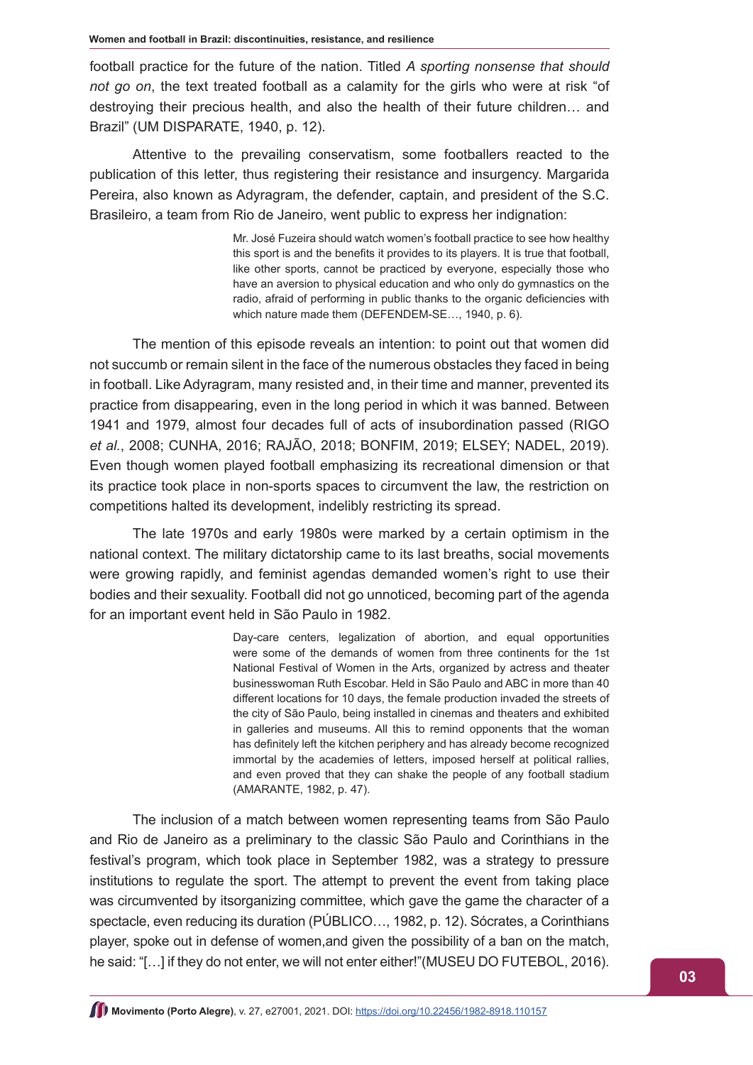football practice for the future of the nation. Titled *A sporting nonsense that should not go on*, the text treated football as a calamity for the girls who were at risk "of destroying their precious health, and also the health of their future children… and Brazil" (UM DISPARATE, 1940, p. 12).

Attentive to the prevailing conservatism, some footballers reacted to the publication of this letter, thus registering their resistance and insurgency. Margarida Pereira, also known as Adyragram, the defender, captain, and president of the S.C. Brasileiro, a team from Rio de Janeiro, went public to express her indignation:

> Mr. José Fuzeira should watch women's football practice to see how healthy this sport is and the benefits it provides to its players. It is true that football, like other sports, cannot be practiced by everyone, especially those who have an aversion to physical education and who only do gymnastics on the radio, afraid of performing in public thanks to the organic deficiencies with which nature made them (DEFENDEM-SE…, 1940, p. 6).

The mention of this episode reveals an intention: to point out that women did not succumb or remain silent in the face of the numerous obstacles they faced in being in football. Like Adyragram, many resisted and, in their time and manner, prevented its practice from disappearing, even in the long period in which it was banned. Between 1941 and 1979, almost four decades full of acts of insubordination passed (RIGO *et al.*, 2008; CUNHA, 2016; RAJÃO, 2018; BONFIM, 2019; ELSEY; NADEL, 2019). Even though women played football emphasizing its recreational dimension or that its practice took place in non-sports spaces to circumvent the law, the restriction on competitions halted its development, indelibly restricting its spread.

The late 1970s and early 1980s were marked by a certain optimism in the national context. The military dictatorship came to its last breaths, social movements were growing rapidly, and feminist agendas demanded women's right to use their bodies and their sexuality. Football did not go unnoticed, becoming part of the agenda for an important event held in São Paulo in 1982.

> Day-care centers, legalization of abortion, and equal opportunities were some of the demands of women from three continents for the 1st National Festival of Women in the Arts, organized by actress and theater businesswoman Ruth Escobar. Held in São Paulo and ABC in more than 40 different locations for 10 days, the female production invaded the streets of the city of São Paulo, being installed in cinemas and theaters and exhibited in galleries and museums. All this to remind opponents that the woman has definitely left the kitchen periphery and has already become recognized immortal by the academies of letters, imposed herself at political rallies, and even proved that they can shake the people of any football stadium (AMARANTE, 1982, p. 47).

The inclusion of a match between women representing teams from São Paulo and Rio de Janeiro as a preliminary to the classic São Paulo and Corinthians in the festival's program, which took place in September 1982, was a strategy to pressure institutions to regulate the sport. The attempt to prevent the event from taking place was circumvented by itsorganizing committee, which gave the game the character of a spectacle, even reducing its duration (PÚBLICO…, 1982, p. 12). Sócrates, a Corinthians player, spoke out in defense of women,and given the possibility of a ban on the match, he said: "[…] if they do not enter, we will not enter either!"(MUSEU DO FUTEBOL, 2016).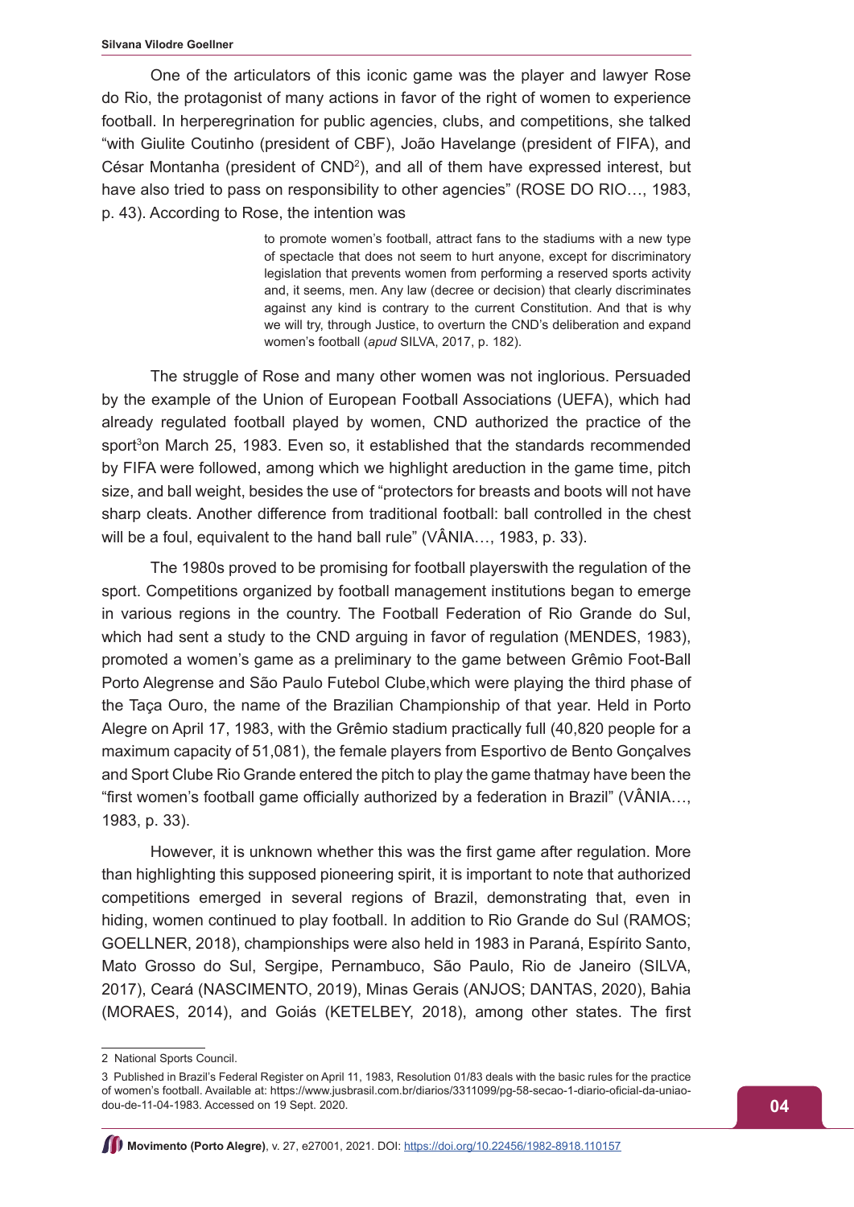One of the articulators of this iconic game was the player and lawyer Rose do Rio, the protagonist of many actions in favor of the right of women to experience football. In herperegrination for public agencies, clubs, and competitions, she talked "with Giulite Coutinho (president of CBF), João Havelange (president of FIFA), and César Montanha (president of CND[2]), and all of them have expressed interest, but have also tried to pass on responsibility to other agencies" (ROSE DO RIO…, 1983, p. 43). According to Rose, the intention was

> to promote women's football, attract fans to the stadiums with a new type of spectacle that does not seem to hurt anyone, except for discriminatory legislation that prevents women from performing a reserved sports activity and, it seems, men. Any law (decree or decision) that clearly discriminates against any kind is contrary to the current Constitution. And that is why we will try, through Justice, to overturn the CND's deliberation and expand women's football (*apud* SILVA, 2017, p. 182).

The struggle of Rose and many other women was not inglorious. Persuaded by the example of the Union of European Football Associations (UEFA), which had already regulated football played by women, CND authorized the practice of the sport[3]on March 25, 1983. Even so, it established that the standards recommended by FIFA were followed, among which we highlight areduction in the game time, pitch size, and ball weight, besides the use of "protectors for breasts and boots will not have sharp cleats. Another difference from traditional football: ball controlled in the chest will be a foul, equivalent to the hand ball rule" (VÂNIA…, 1983, p. 33).

The 1980s proved to be promising for football playerswith the regulation of the sport. Competitions organized by football management institutions began to emerge in various regions in the country. The Football Federation of Rio Grande do Sul, which had sent a study to the CND arguing in favor of regulation (MENDES, 1983), promoted a women's game as a preliminary to the game between Grêmio Foot-Ball Porto Alegrense and São Paulo Futebol Clube,which were playing the third phase of the Taça Ouro, the name of the Brazilian Championship of that year. Held in Porto Alegre on April 17, 1983, with the Grêmio stadium practically full (40,820 people for a maximum capacity of 51,081), the female players from Esportivo de Bento Gonçalves and Sport Clube Rio Grande entered the pitch to play the game thatmay have been the "first women's football game officially authorized by a federation in Brazil" (VÂNIA…, 1983, p. 33).

However, it is unknown whether this was the first game after regulation. More than highlighting this supposed pioneering spirit, it is important to note that authorized competitions emerged in several regions of Brazil, demonstrating that, even in hiding, women continued to play football. In addition to Rio Grande do Sul (RAMOS; GOELLNER, 2018), championships were also held in 1983 in Paraná, Espírito Santo, Mato Grosso do Sul, Sergipe, Pernambuco, São Paulo, Rio de Janeiro (SILVA, 2017), Ceará (NASCIMENTO, 2019), Minas Gerais (ANJOS; DANTAS, 2020), Bahia (MORAES, 2014), and Goiás (KETELBEY, 2018), among other states. The first

---

2 National Sports Council.

3 Published in Brazil's Federal Register on April 11, 1983, Resolution 01/83 deals with the basic rules for the practice of women's football. Available at: https://www.jusbrasil.com.br/diarios/3311099/pg-58-secao-1-diario-oficial-da-uniao-dou-de-11-04-1983. Accessed on 19 Sept. 2020.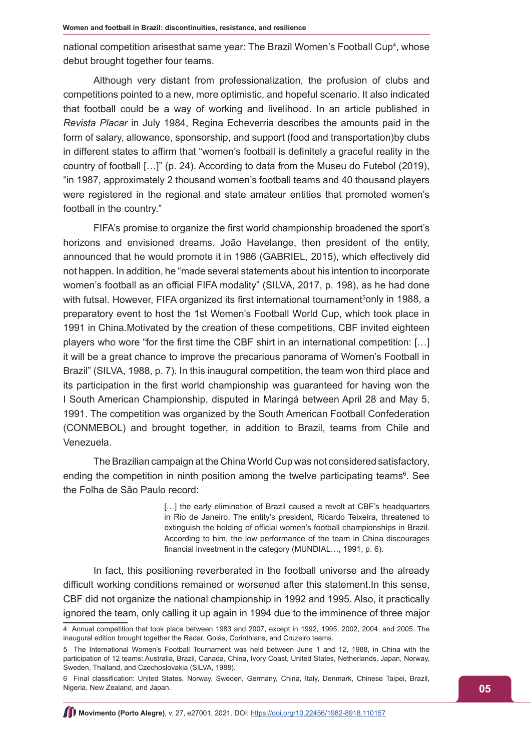national competition arisesthat same year: The Brazil Women's Football Cup[4], whose debut brought together four teams.

Although very distant from professionalization, the profusion of clubs and competitions pointed to a new, more optimistic, and hopeful scenario. It also indicated that football could be a way of working and livelihood. In an article published in *Revista Placar* in July 1984, Regina Echeverria describes the amounts paid in the form of salary, allowance, sponsorship, and support (food and transportation)by clubs in different states to affirm that "women's football is definitely a graceful reality in the country of football […]" (p. 24). According to data from the Museu do Futebol (2019), "in 1987, approximately 2 thousand women's football teams and 40 thousand players were registered in the regional and state amateur entities that promoted women's football in the country."

FIFA's promise to organize the first world championship broadened the sport's horizons and envisioned dreams. João Havelange, then president of the entity, announced that he would promote it in 1986 (GABRIEL, 2015), which effectively did not happen. In addition, he "made several statements about his intention to incorporate women's football as an official FIFA modality" (SILVA, 2017, p. 198), as he had done with futsal. However, FIFA organized its first international tournament[5]only in 1988, a preparatory event to host the 1st Women's Football World Cup, which took place in 1991 in China.Motivated by the creation of these competitions, CBF invited eighteen players who wore "for the first time the CBF shirt in an international competition: […] it will be a great chance to improve the precarious panorama of Women's Football in Brazil" (SILVA, 1988, p. 7). In this inaugural competition, the team won third place and its participation in the first world championship was guaranteed for having won the I South American Championship, disputed in Maringá between April 28 and May 5, 1991. The competition was organized by the South American Football Confederation (CONMEBOL) and brought together, in addition to Brazil, teams from Chile and Venezuela.

The Brazilian campaign at the China World Cup was not considered satisfactory, ending the competition in ninth position among the twelve participating teams[6]. See the Folha de São Paulo record:

> […] the early elimination of Brazil caused a revolt at CBF's headquarters in Rio de Janeiro. The entity's president, Ricardo Teixeira, threatened to extinguish the holding of official women's football championships in Brazil. According to him, the low performance of the team in China discourages financial investment in the category (MUNDIAL…, 1991, p. 6).

In fact, this positioning reverberated in the football universe and the already difficult working conditions remained or worsened after this statement.In this sense, CBF did not organize the national championship in 1992 and 1995. Also, it practically ignored the team, only calling it up again in 1994 due to the imminence of three major

---

4 Annual competition that took place between 1983 and 2007, except in 1992, 1995, 2002, 2004, and 2005. The inaugural edition brought together the Radar, Goiás, Corinthians, and Cruzeiro teams.

5 The International Women's Football Tournament was held between June 1 and 12, 1988, in China with the participation of 12 teams: Australia, Brazil, Canada, China, Ivory Coast, United States, Netherlands, Japan, Norway, Sweden, Thailand, and Czechoslovakia (SILVA, 1988).

6 Final classification: United States, Norway, Sweden, Germany, China, Italy, Denmark, Chinese Taipei, Brazil, Nigeria, New Zealand, and Japan.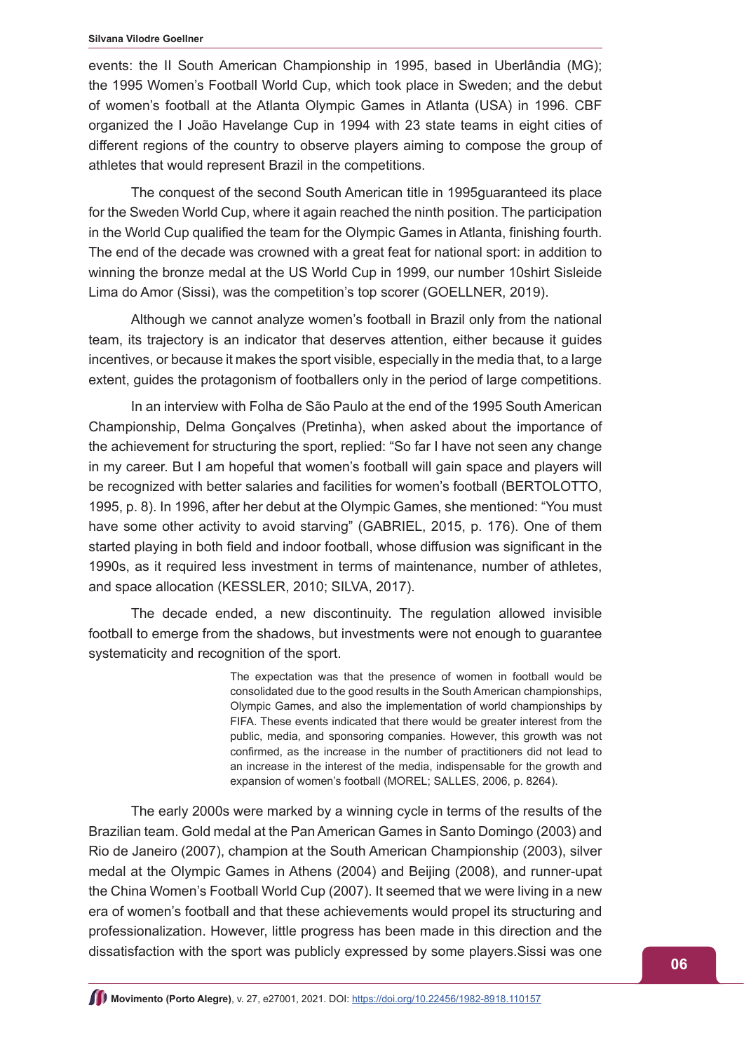events: the II South American Championship in 1995, based in Uberlândia (MG); the 1995 Women's Football World Cup, which took place in Sweden; and the debut of women's football at the Atlanta Olympic Games in Atlanta (USA) in 1996. CBF organized the I João Havelange Cup in 1994 with 23 state teams in eight cities of different regions of the country to observe players aiming to compose the group of athletes that would represent Brazil in the competitions.

The conquest of the second South American title in 1995guaranteed its place for the Sweden World Cup, where it again reached the ninth position. The participation in the World Cup qualified the team for the Olympic Games in Atlanta, finishing fourth. The end of the decade was crowned with a great feat for national sport: in addition to winning the bronze medal at the US World Cup in 1999, our number 10shirt Sisleide Lima do Amor (Sissi), was the competition's top scorer (GOELLNER, 2019).

Although we cannot analyze women's football in Brazil only from the national team, its trajectory is an indicator that deserves attention, either because it guides incentives, or because it makes the sport visible, especially in the media that, to a large extent, guides the protagonism of footballers only in the period of large competitions.

In an interview with Folha de São Paulo at the end of the 1995 South American Championship, Delma Gonçalves (Pretinha), when asked about the importance of the achievement for structuring the sport, replied: "So far I have not seen any change in my career. But I am hopeful that women's football will gain space and players will be recognized with better salaries and facilities for women's football (BERTOLOTTO, 1995, p. 8). In 1996, after her debut at the Olympic Games, she mentioned: "You must have some other activity to avoid starving" (GABRIEL, 2015, p. 176). One of them started playing in both field and indoor football, whose diffusion was significant in the 1990s, as it required less investment in terms of maintenance, number of athletes, and space allocation (KESSLER, 2010; SILVA, 2017).

The decade ended, a new discontinuity. The regulation allowed invisible football to emerge from the shadows, but investments were not enough to guarantee systematicity and recognition of the sport.

> The expectation was that the presence of women in football would be consolidated due to the good results in the South American championships, Olympic Games, and also the implementation of world championships by FIFA. These events indicated that there would be greater interest from the public, media, and sponsoring companies. However, this growth was not confirmed, as the increase in the number of practitioners did not lead to an increase in the interest of the media, indispensable for the growth and expansion of women's football (MOREL; SALLES, 2006, p. 8264).

The early 2000s were marked by a winning cycle in terms of the results of the Brazilian team. Gold medal at the Pan American Games in Santo Domingo (2003) and Rio de Janeiro (2007), champion at the South American Championship (2003), silver medal at the Olympic Games in Athens (2004) and Beijing (2008), and runner-upat the China Women's Football World Cup (2007). It seemed that we were living in a new era of women's football and that these achievements would propel its structuring and professionalization. However, little progress has been made in this direction and the dissatisfaction with the sport was publicly expressed by some players.Sissi was one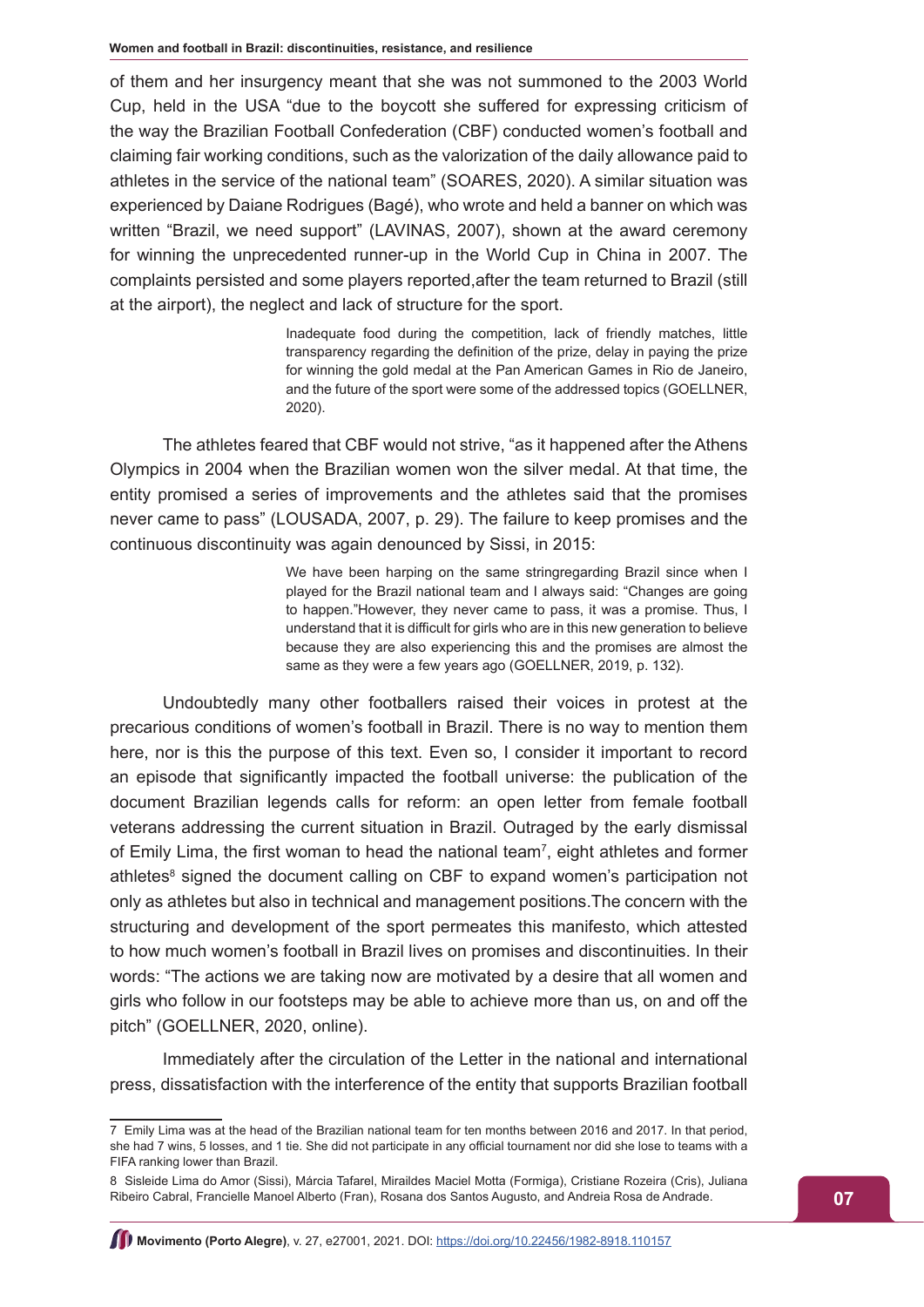of them and her insurgency meant that she was not summoned to the 2003 World Cup, held in the USA "due to the boycott she suffered for expressing criticism of the way the Brazilian Football Confederation (CBF) conducted women's football and claiming fair working conditions, such as the valorization of the daily allowance paid to athletes in the service of the national team" (SOARES, 2020). A similar situation was experienced by Daiane Rodrigues (Bagé), who wrote and held a banner on which was written "Brazil, we need support" (LAVINAS, 2007), shown at the award ceremony for winning the unprecedented runner-up in the World Cup in China in 2007. The complaints persisted and some players reported,after the team returned to Brazil (still at the airport), the neglect and lack of structure for the sport.

> Inadequate food during the competition, lack of friendly matches, little transparency regarding the definition of the prize, delay in paying the prize for winning the gold medal at the Pan American Games in Rio de Janeiro, and the future of the sport were some of the addressed topics (GOELLNER, 2020).

The athletes feared that CBF would not strive, "as it happened after the Athens Olympics in 2004 when the Brazilian women won the silver medal. At that time, the entity promised a series of improvements and the athletes said that the promises never came to pass" (LOUSADA, 2007, p. 29). The failure to keep promises and the continuous discontinuity was again denounced by Sissi, in 2015:

> We have been harping on the same stringregarding Brazil since when I played for the Brazil national team and I always said: "Changes are going to happen."However, they never came to pass, it was a promise. Thus, I understand that it is difficult for girls who are in this new generation to believe because they are also experiencing this and the promises are almost the same as they were a few years ago (GOELLNER, 2019, p. 132).

Undoubtedly many other footballers raised their voices in protest at the precarious conditions of women's football in Brazil. There is no way to mention them here, nor is this the purpose of this text. Even so, I consider it important to record an episode that significantly impacted the football universe: the publication of the document Brazilian legends calls for reform: an open letter from female football veterans addressing the current situation in Brazil. Outraged by the early dismissal of Emily Lima, the first woman to head the national team[7], eight athletes and former athletes[8] signed the document calling on CBF to expand women's participation not only as athletes but also in technical and management positions.The concern with the structuring and development of the sport permeates this manifesto, which attested to how much women's football in Brazil lives on promises and discontinuities. In their words: "The actions we are taking now are motivated by a desire that all women and girls who follow in our footsteps may be able to achieve more than us, on and off the pitch" (GOELLNER, 2020, online).

Immediately after the circulation of the Letter in the national and international press, dissatisfaction with the interference of the entity that supports Brazilian football

---

7 Emily Lima was at the head of the Brazilian national team for ten months between 2016 and 2017. In that period, she had 7 wins, 5 losses, and 1 tie. She did not participate in any official tournament nor did she lose to teams with a FIFA ranking lower than Brazil.

8 Sisleide Lima do Amor (Sissi), Márcia Tafarel, Miraildes Maciel Motta (Formiga), Cristiane Rozeira (Cris), Juliana Ribeiro Cabral, Francielle Manoel Alberto (Fran), Rosana dos Santos Augusto, and Andreia Rosa de Andrade.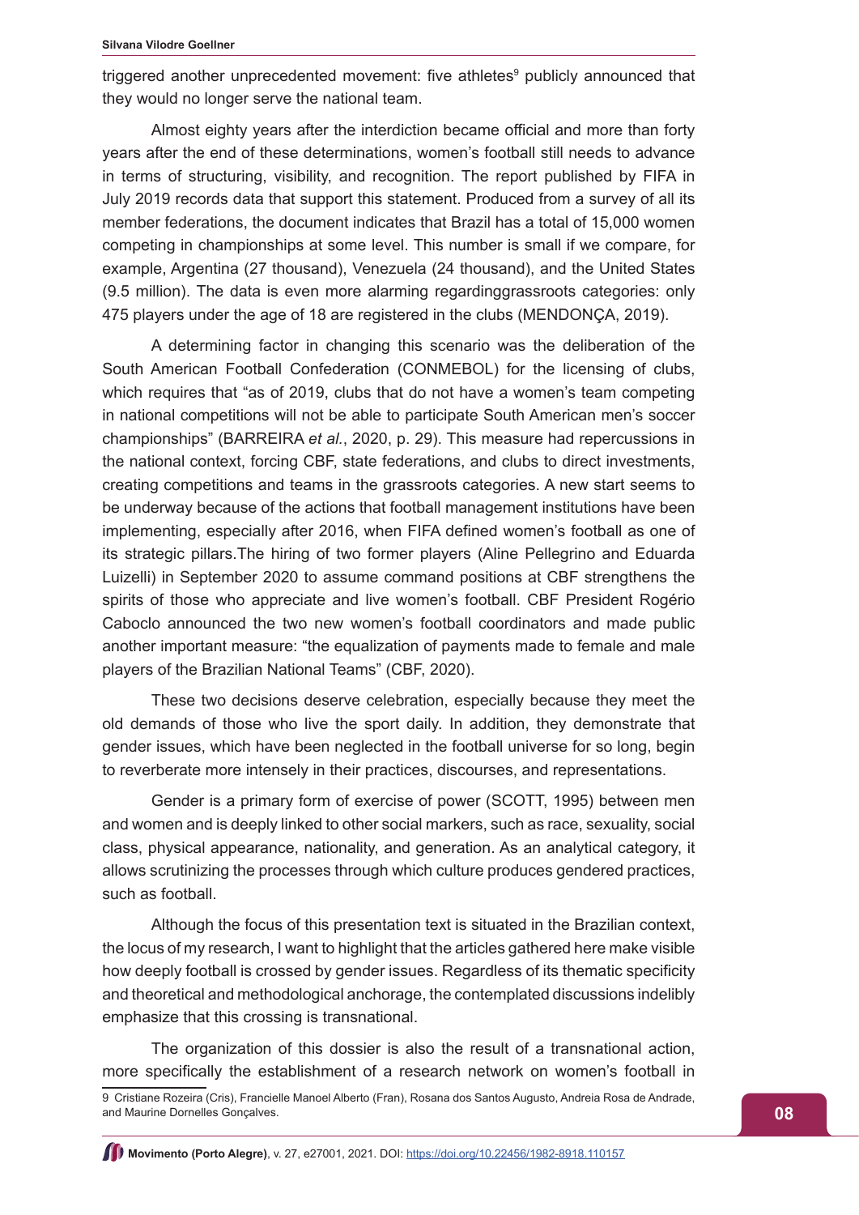triggered another unprecedented movement: five athletes[9] publicly announced that they would no longer serve the national team.

Almost eighty years after the interdiction became official and more than forty years after the end of these determinations, women's football still needs to advance in terms of structuring, visibility, and recognition. The report published by FIFA in July 2019 records data that support this statement. Produced from a survey of all its member federations, the document indicates that Brazil has a total of 15,000 women competing in championships at some level. This number is small if we compare, for example, Argentina (27 thousand), Venezuela (24 thousand), and the United States (9.5 million). The data is even more alarming regardinggrassroots categories: only 475 players under the age of 18 are registered in the clubs (MENDONÇA, 2019).

A determining factor in changing this scenario was the deliberation of the South American Football Confederation (CONMEBOL) for the licensing of clubs, which requires that "as of 2019, clubs that do not have a women's team competing in national competitions will not be able to participate South American men's soccer championships" (BARREIRA *et al.*, 2020, p. 29). This measure had repercussions in the national context, forcing CBF, state federations, and clubs to direct investments, creating competitions and teams in the grassroots categories. A new start seems to be underway because of the actions that football management institutions have been implementing, especially after 2016, when FIFA defined women's football as one of its strategic pillars.The hiring of two former players (Aline Pellegrino and Eduarda Luizelli) in September 2020 to assume command positions at CBF strengthens the spirits of those who appreciate and live women's football. CBF President Rogério Caboclo announced the two new women's football coordinators and made public another important measure: "the equalization of payments made to female and male players of the Brazilian National Teams" (CBF, 2020).

These two decisions deserve celebration, especially because they meet the old demands of those who live the sport daily. In addition, they demonstrate that gender issues, which have been neglected in the football universe for so long, begin to reverberate more intensely in their practices, discourses, and representations.

Gender is a primary form of exercise of power (SCOTT, 1995) between men and women and is deeply linked to other social markers, such as race, sexuality, social class, physical appearance, nationality, and generation. As an analytical category, it allows scrutinizing the processes through which culture produces gendered practices, such as football.

Although the focus of this presentation text is situated in the Brazilian context, the locus of my research, I want to highlight that the articles gathered here make visible how deeply football is crossed by gender issues. Regardless of its thematic specificity and theoretical and methodological anchorage, the contemplated discussions indelibly emphasize that this crossing is transnational.

The organization of this dossier is also the result of a transnational action, more specifically the establishment of a research network on women's football in

[9] Cristiane Rozeira (Cris), Francielle Manoel Alberto (Fran), Rosana dos Santos Augusto, Andreia Rosa de Andrade, and Maurine Dornelles Gonçalves.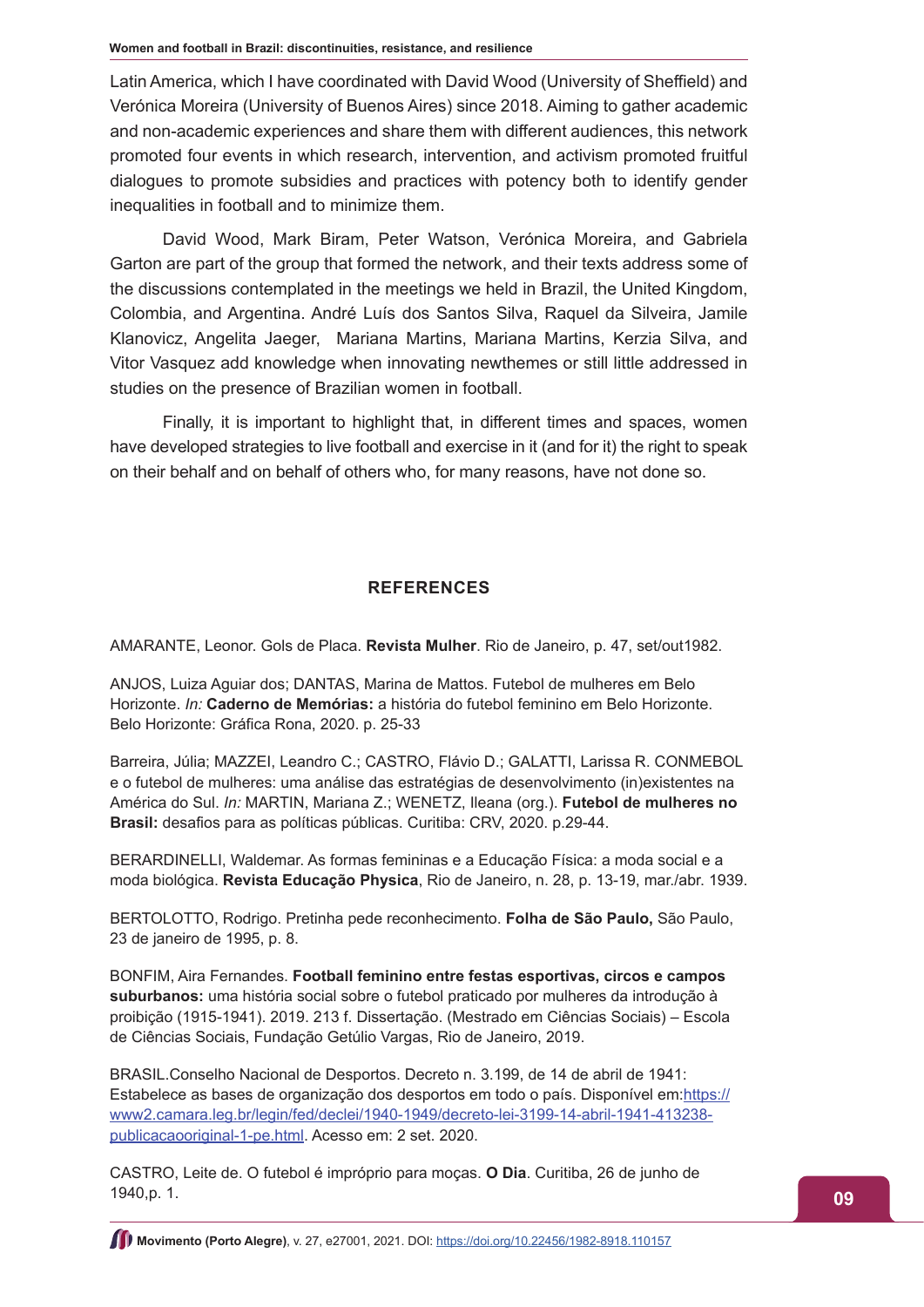Latin America, which I have coordinated with David Wood (University of Sheffield) and Verónica Moreira (University of Buenos Aires) since 2018. Aiming to gather academic and non-academic experiences and share them with different audiences, this network promoted four events in which research, intervention, and activism promoted fruitful dialogues to promote subsidies and practices with potency both to identify gender inequalities in football and to minimize them.

David Wood, Mark Biram, Peter Watson, Verónica Moreira, and Gabriela Garton are part of the group that formed the network, and their texts address some of the discussions contemplated in the meetings we held in Brazil, the United Kingdom, Colombia, and Argentina. André Luís dos Santos Silva, Raquel da Silveira, Jamile Klanovicz, Angelita Jaeger, Mariana Martins, Mariana Martins, Kerzia Silva, and Vitor Vasquez add knowledge when innovating newthemes or still little addressed in studies on the presence of Brazilian women in football.

Finally, it is important to highlight that, in different times and spaces, women have developed strategies to live football and exercise in it (and for it) the right to speak on their behalf and on behalf of others who, for many reasons, have not done so.

## REFERENCES

AMARANTE, Leonor. Gols de Placa. **Revista Mulher**. Rio de Janeiro, p. 47, set/out1982.

ANJOS, Luiza Aguiar dos; DANTAS, Marina de Mattos. Futebol de mulheres em Belo Horizonte. *In:* **Caderno de Memórias:** a história do futebol feminino em Belo Horizonte. Belo Horizonte: Gráfica Rona, 2020. p. 25-33

Barreira, Júlia; MAZZEI, Leandro C.; CASTRO, Flávio D.; GALATTI, Larissa R. CONMEBOL e o futebol de mulheres: uma análise das estratégias de desenvolvimento (in)existentes na América do Sul. *In:* MARTIN, Mariana Z.; WENETZ, Ileana (org.). **Futebol de mulheres no Brasil:** desafios para as políticas públicas. Curitiba: CRV, 2020. p.29-44.

BERARDINELLI, Waldemar. As formas femininas e a Educação Física: a moda social e a moda biológica. **Revista Educação Physica**, Rio de Janeiro, n. 28, p. 13-19, mar./abr. 1939.

BERTOLOTTO, Rodrigo. Pretinha pede reconhecimento. **Folha de São Paulo,** São Paulo, 23 de janeiro de 1995, p. 8.

BONFIM, Aira Fernandes. **Football feminino entre festas esportivas, circos e campos suburbanos:** uma história social sobre o futebol praticado por mulheres da introdução à proibição (1915-1941). 2019. 213 f. Dissertação. (Mestrado em Ciências Sociais) – Escola de Ciências Sociais, Fundação Getúlio Vargas, Rio de Janeiro, 2019.

BRASIL.Conselho Nacional de Desportos. Decreto n. 3.199, de 14 de abril de 1941: Estabelece as bases de organização dos desportos em todo o país. Disponível em:https://www2.camara.leg.br/legin/fed/declei/1940-1949/decreto-lei-3199-14-abril-1941-413238-publicacaooriginal-1-pe.html. Acesso em: 2 set. 2020.

CASTRO, Leite de. O futebol é impróprio para moças. **O Dia**. Curitiba, 26 de junho de 1940,p. 1.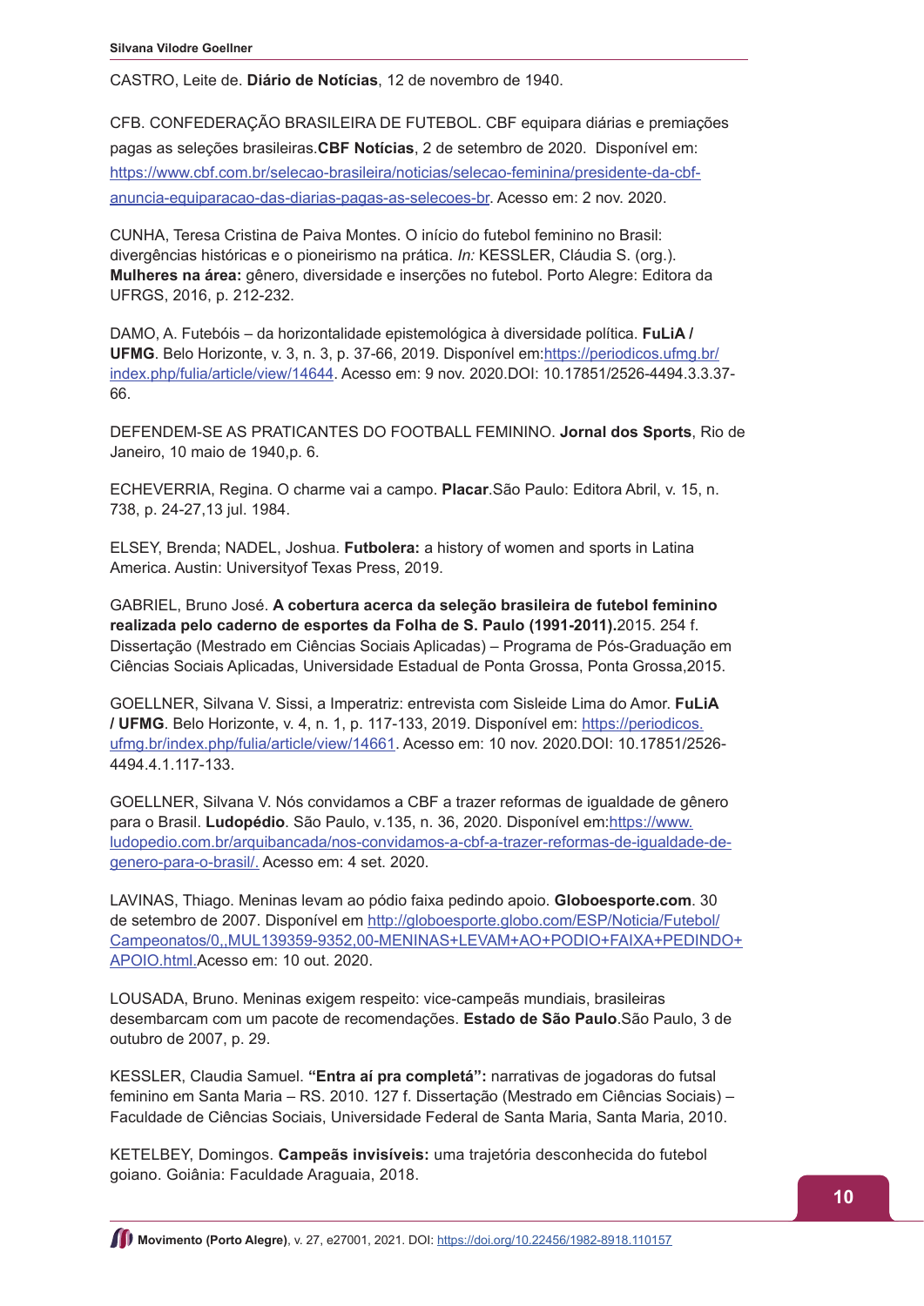CASTRO, Leite de. **Diário de Notícias**, 12 de novembro de 1940.

CFB. CONFEDERAÇÃO BRASILEIRA DE FUTEBOL. CBF equipara diárias e premiações pagas as seleções brasileiras.**CBF Notícias**, 2 de setembro de 2020. Disponível em: https://www.cbf.com.br/selecao-brasileira/noticias/selecao-feminina/presidente-da-cbf-anuncia-equiparacao-das-diarias-pagas-as-selecoes-br. Acesso em: 2 nov. 2020.

CUNHA, Teresa Cristina de Paiva Montes. O início do futebol feminino no Brasil: divergências históricas e o pioneirismo na prática. *In:* KESSLER, Cláudia S. (org.). **Mulheres na área:** gênero, diversidade e inserções no futebol. Porto Alegre: Editora da UFRGS, 2016, p. 212-232.

DAMO, A. Futebóis – da horizontalidade epistemológica à diversidade política. **FuLiA / UFMG**. Belo Horizonte, v. 3, n. 3, p. 37-66, 2019. Disponível em:https://periodicos.ufmg.br/index.php/fulia/article/view/14644. Acesso em: 9 nov. 2020.DOI: 10.17851/2526-4494.3.3.37-66.

DEFENDEM-SE AS PRATICANTES DO FOOTBALL FEMININO. **Jornal dos Sports**, Rio de Janeiro, 10 maio de 1940,p. 6.

ECHEVERRIA, Regina. O charme vai a campo. **Placar**.São Paulo: Editora Abril, v. 15, n. 738, p. 24-27,13 jul. 1984.

ELSEY, Brenda; NADEL, Joshua. **Futbolera:** a history of women and sports in Latina America. Austin: Universityof Texas Press, 2019.

GABRIEL, Bruno José. **A cobertura acerca da seleção brasileira de futebol feminino realizada pelo caderno de esportes da Folha de S. Paulo (1991-2011).**2015. 254 f. Dissertação (Mestrado em Ciências Sociais Aplicadas) – Programa de Pós-Graduação em Ciências Sociais Aplicadas, Universidade Estadual de Ponta Grossa, Ponta Grossa,2015.

GOELLNER, Silvana V. Sissi, a Imperatriz: entrevista com Sisleide Lima do Amor. **FuLiA / UFMG**. Belo Horizonte, v. 4, n. 1, p. 117-133, 2019. Disponível em: https://periodicos.ufmg.br/index.php/fulia/article/view/14661. Acesso em: 10 nov. 2020.DOI: 10.17851/2526-4494.4.1.117-133.

GOELLNER, Silvana V. Nós convidamos a CBF a trazer reformas de igualdade de gênero para o Brasil. **Ludopédio**. São Paulo, v.135, n. 36, 2020. Disponível em:https://www.ludopedio.com.br/arquibancada/nos-convidamos-a-cbf-a-trazer-reformas-de-igualdade-de-genero-para-o-brasil/. Acesso em: 4 set. 2020.

LAVINAS, Thiago. Meninas levam ao pódio faixa pedindo apoio. **Globoesporte.com**. 30 de setembro de 2007. Disponível em http://globoesporte.globo.com/ESP/Noticia/Futebol/Campeonatos/0,,MUL139359-9352,00-MENINAS+LEVAM+AO+PODIO+FAIXA+PEDINDO+APOIO.html.Acesso em: 10 out. 2020.

LOUSADA, Bruno. Meninas exigem respeito: vice-campeãs mundiais, brasileiras desembarcam com um pacote de recomendações. **Estado de São Paulo**.São Paulo, 3 de outubro de 2007, p. 29.

KESSLER, Claudia Samuel. **"Entra aí pra completá":** narrativas de jogadoras do futsal feminino em Santa Maria – RS. 2010. 127 f. Dissertação (Mestrado em Ciências Sociais) – Faculdade de Ciências Sociais, Universidade Federal de Santa Maria, Santa Maria, 2010.

KETELBEY, Domingos. **Campeãs invisíveis:** uma trajetória desconhecida do futebol goiano. Goiânia: Faculdade Araguaia, 2018.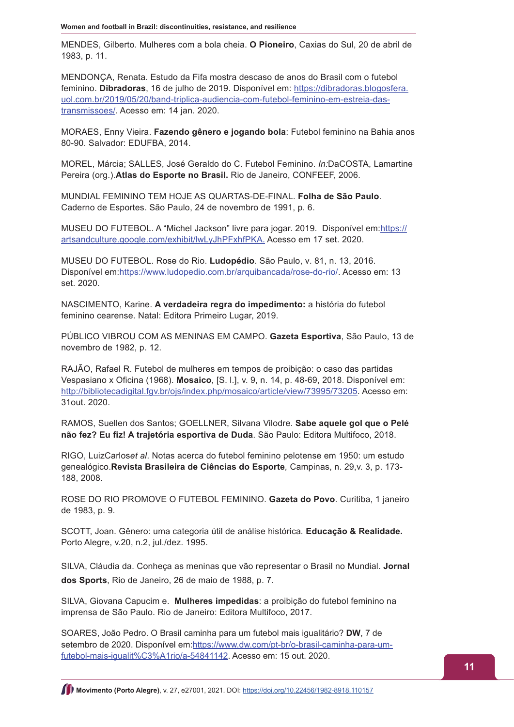MENDES, Gilberto. Mulheres com a bola cheia. **O Pioneiro**, Caxias do Sul, 20 de abril de 1983, p. 11.

MENDONÇA, Renata. Estudo da Fifa mostra descaso de anos do Brasil com o futebol feminino. **Dibradoras**, 16 de julho de 2019. Disponível em: https://dibradoras.blogosfera.uol.com.br/2019/05/20/band-triplica-audiencia-com-futebol-feminino-em-estreia-das-transmissoes/. Acesso em: 14 jan. 2020.

MORAES, Enny Vieira. **Fazendo gênero e jogando bola**: Futebol feminino na Bahia anos 80-90. Salvador: EDUFBA, 2014.

MOREL, Márcia; SALLES, José Geraldo do C. Futebol Feminino. *In:*DaCOSTA, Lamartine Pereira (org.).**Atlas do Esporte no Brasil.** Rio de Janeiro, CONFEEF, 2006.

MUNDIAL FEMININO TEM HOJE AS QUARTAS-DE-FINAL. **Folha de São Paulo**. Caderno de Esportes. São Paulo, 24 de novembro de 1991, p. 6.

MUSEU DO FUTEBOL. A "Michel Jackson" livre para jogar. 2019. Disponível em:https://artsandculture.google.com/exhibit/lwLyJhPFxhfPKA. Acesso em 17 set. 2020.

MUSEU DO FUTEBOL. Rose do Rio. **Ludopédio**. São Paulo, v. 81, n. 13, 2016. Disponível em:https://www.ludopedio.com.br/arquibancada/rose-do-rio/. Acesso em: 13 set. 2020.

NASCIMENTO, Karine. **A verdadeira regra do impedimento:** a história do futebol feminino cearense. Natal: Editora Primeiro Lugar, 2019.

PÚBLICO VIBROU COM AS MENINAS EM CAMPO. **Gazeta Esportiva**, São Paulo, 13 de novembro de 1982, p. 12.

RAJÃO, Rafael R. Futebol de mulheres em tempos de proibição: o caso das partidas Vespasiano x Oficina (1968). **Mosaico**, [S. l.], v. 9, n. 14, p. 48-69, 2018. Disponível em: http://bibliotecadigital.fgv.br/ojs/index.php/mosaico/article/view/73995/73205. Acesso em: 31out. 2020.

RAMOS, Suellen dos Santos; GOELLNER, Silvana Vilodre. **Sabe aquele gol que o Pelé não fez? Eu fiz! A trajetória esportiva de Duda**. São Paulo: Editora Multifoco, 2018.

RIGO, LuizCarlos*et al*. Notas acerca do futebol feminino pelotense em 1950: um estudo genealógico.**Revista Brasileira de Ciências do Esporte***,* Campinas, n. 29,v. 3, p. 173-188, 2008.

ROSE DO RIO PROMOVE O FUTEBOL FEMININO. **Gazeta do Povo**. Curitiba, 1 janeiro de 1983, p. 9.

SCOTT, Joan. Gênero: uma categoria útil de análise histórica*.* **Educação & Realidade.** Porto Alegre, v.20, n.2, jul./dez. 1995.

SILVA, Cláudia da. Conheça as meninas que vão representar o Brasil no Mundial. **Jornal dos Sports**, Rio de Janeiro, 26 de maio de 1988, p. 7.

SILVA, Giovana Capucim e. **Mulheres impedidas**: a proibição do futebol feminino na imprensa de São Paulo. Rio de Janeiro: Editora Multifoco, 2017.

SOARES, João Pedro. O Brasil caminha para um futebol mais igualitário? **DW**, 7 de setembro de 2020. Disponível em:https://www.dw.com/pt-br/o-brasil-caminha-para-um-futebol-mais-igualit%C3%A1rio/a-54841142. Acesso em: 15 out. 2020.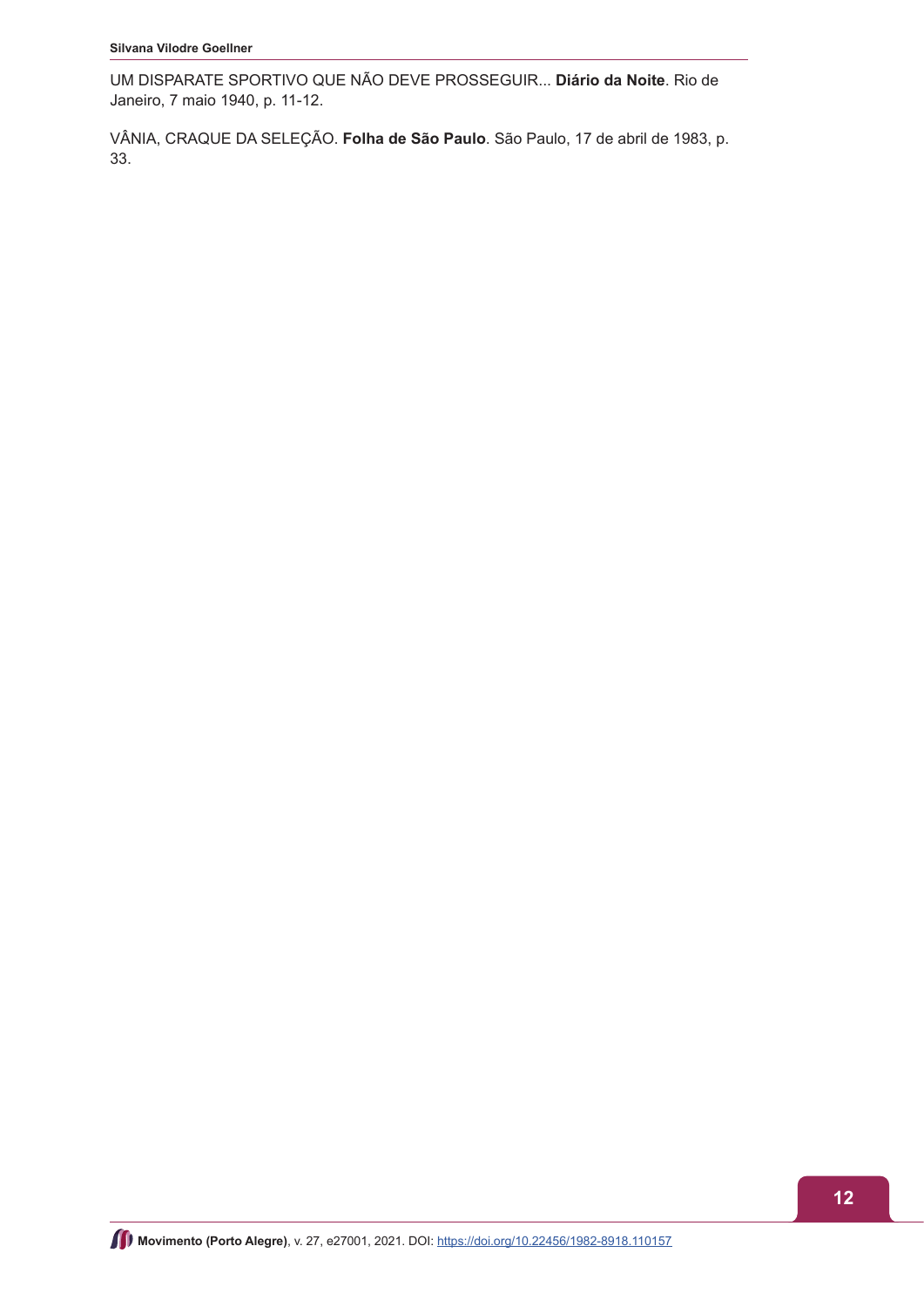UM DISPARATE SPORTIVO QUE NÃO DEVE PROSSEGUIR... **Diário da Noite**. Rio de Janeiro, 7 maio 1940, p. 11-12.

VÂNIA, CRAQUE DA SELEÇÃO. **Folha de São Paulo**. São Paulo, 17 de abril de 1983, p. 33.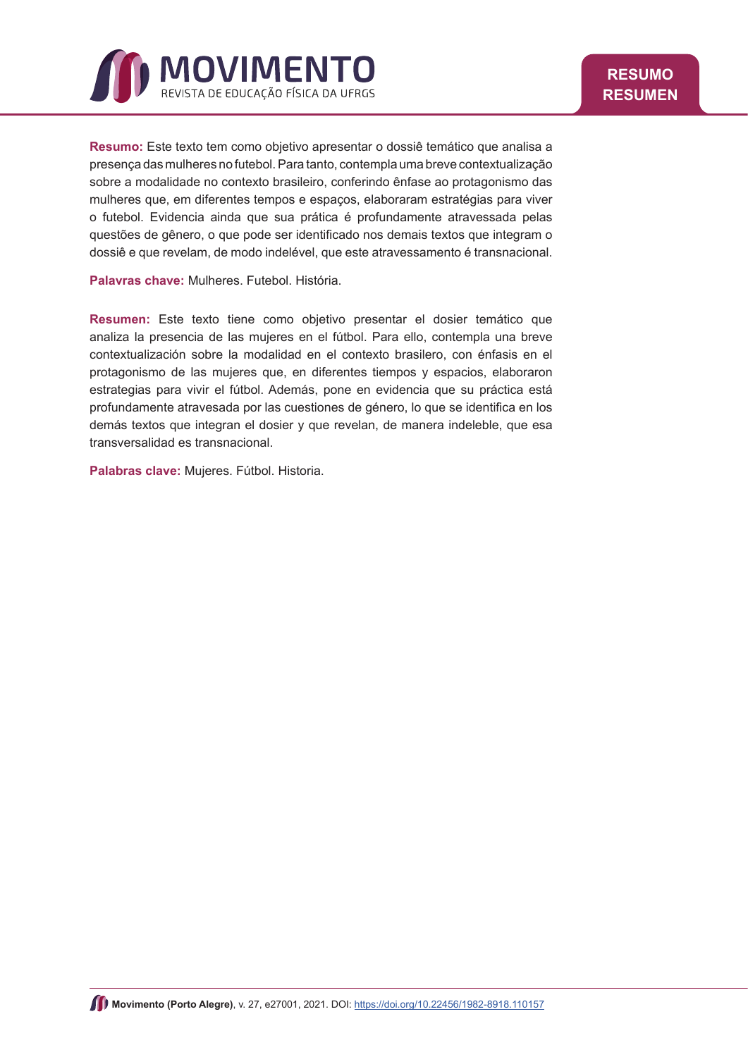**Resumo:** Este texto tem como objetivo apresentar o dossiê temático que analisa a presença das mulheres no futebol. Para tanto, contempla uma breve contextualização sobre a modalidade no contexto brasileiro, conferindo ênfase ao protagonismo das mulheres que, em diferentes tempos e espaços, elaboraram estratégias para viver o futebol. Evidencia ainda que sua prática é profundamente atravessada pelas questões de gênero, o que pode ser identificado nos demais textos que integram o dossiê e que revelam, de modo indelével, que este atravessamento é transnacional.

**Palavras chave:** Mulheres. Futebol. História.

**Resumen:** Este texto tiene como objetivo presentar el dosier temático que analiza la presencia de las mujeres en el fútbol. Para ello, contempla una breve contextualización sobre la modalidad en el contexto brasilero, con énfasis en el protagonismo de las mujeres que, en diferentes tiempos y espacios, elaboraron estrategias para vivir el fútbol. Además, pone en evidencia que su práctica está profundamente atravesada por las cuestiones de género, lo que se identifica en los demás textos que integran el dosier y que revelan, de manera indeleble, que esa transversalidad es transnacional.

**Palabras clave:** Mujeres. Fútbol. Historia.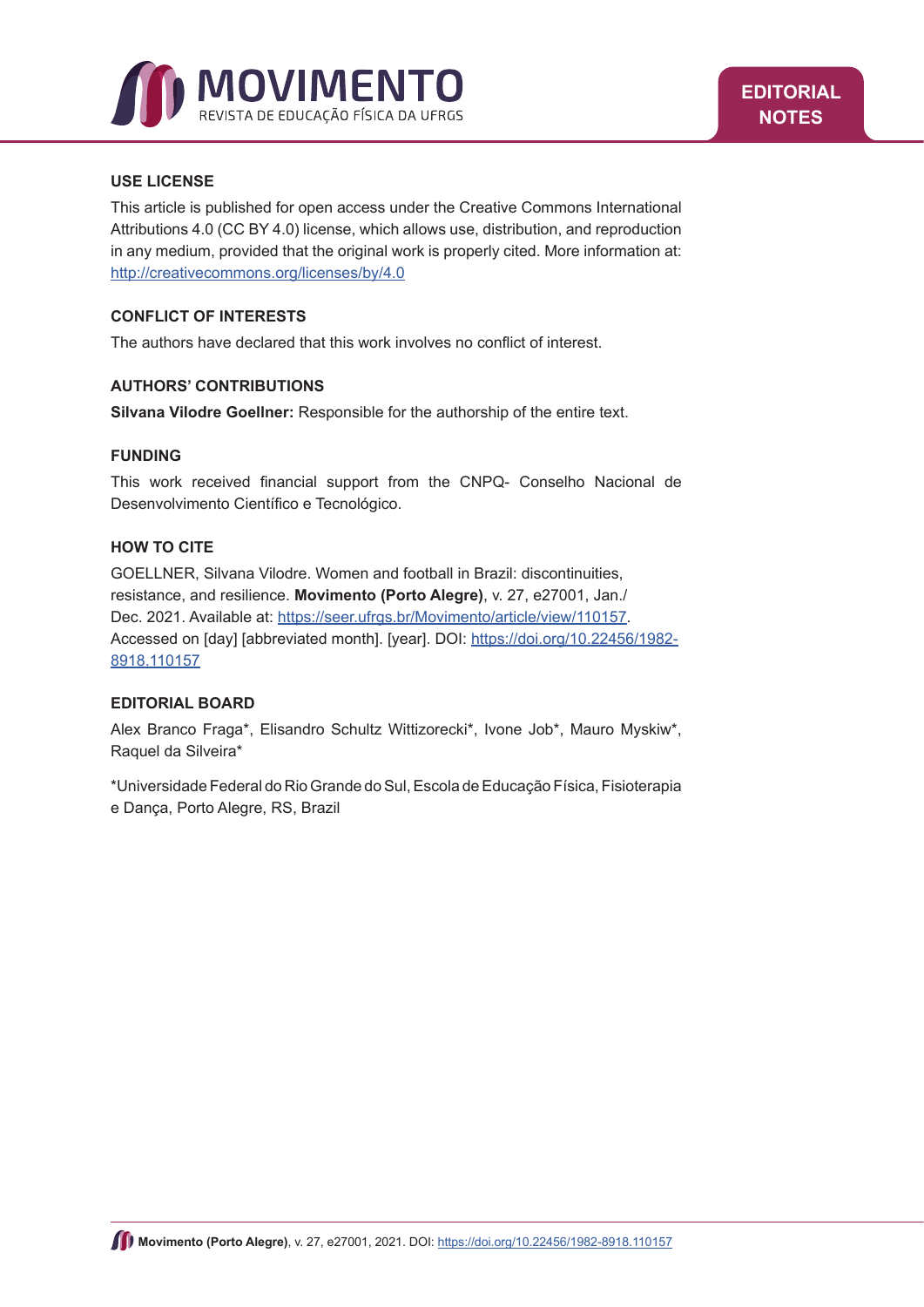## USE LICENSE

This article is published for open access under the Creative Commons International Attributions 4.0 (CC BY 4.0) license, which allows use, distribution, and reproduction in any medium, provided that the original work is properly cited. More information at: http://creativecommons.org/licenses/by/4.0

## CONFLICT OF INTERESTS

The authors have declared that this work involves no conflict of interest.

## AUTHORS' CONTRIBUTIONS

**Silvana Vilodre Goellner:** Responsible for the authorship of the entire text.

## FUNDING

This work received financial support from the CNPQ- Conselho Nacional de Desenvolvimento Científico e Tecnológico.

## HOW TO CITE

GOELLNER, Silvana Vilodre. Women and football in Brazil: discontinuities, resistance, and resilience. **Movimento (Porto Alegre)**, v. 27, e27001, Jan./Dec. 2021. Available at: https://seer.ufrgs.br/Movimento/article/view/110157. Accessed on [day] [abbreviated month]. [year]. DOI: https://doi.org/10.22456/1982-8918.110157

## EDITORIAL BOARD

Alex Branco Fraga*, Elisandro Schultz Wittizorecki*, Ivone Job*, Mauro Myskiw*, Raquel da Silveira*

*Universidade Federal do Rio Grande do Sul, Escola de Educação Física, Fisioterapia e Dança, Porto Alegre, RS, Brazil